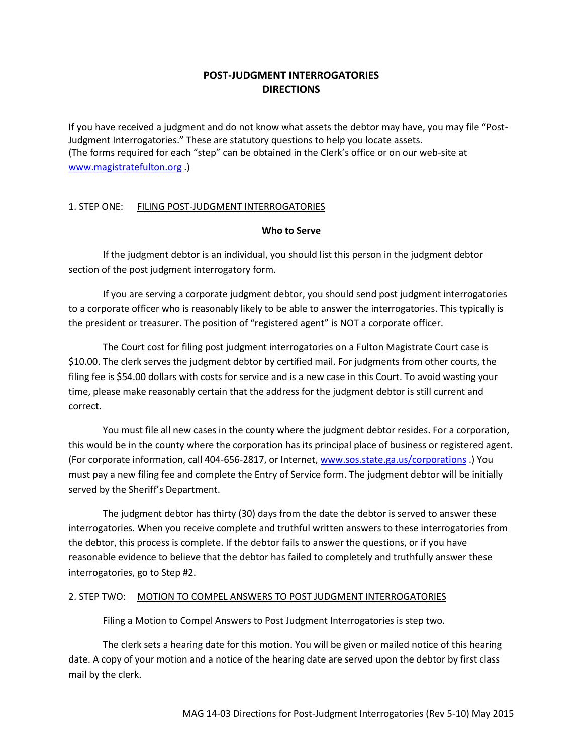# POST-JUDGMENT INTERROGATORIES
# DIRECTIONS

If you have received a judgment and do not know what assets the debtor may have, you may file "Post-Judgment Interrogatories." These are statutory questions to help you locate assets.
(The forms required for each "step" can be obtained in the Clerk's office or on our web-site at [www.magistratefulton.org](www.magistratefulton.org) .)

## 1. STEP ONE: <u>FILING POST-JUDGMENT INTERROGATORIES</u>

### Who to Serve

If the judgment debtor is an individual, you should list this person in the judgment debtor section of the post judgment interrogatory form.

If you are serving a corporate judgment debtor, you should send post judgment interrogatories to a corporate officer who is reasonably likely to be able to answer the interrogatories. This typically is the president or treasurer. The position of "registered agent" is NOT a corporate officer.

The Court cost for filing post judgment interrogatories on a Fulton Magistrate Court case is $10.00. The clerk serves the judgment debtor by certified mail. For judgments from other courts, the filing fee is $54.00 dollars with costs for service and is a new case in this Court. To avoid wasting your time, please make reasonably certain that the address for the judgment debtor is still current and correct.

You must file all new cases in the county where the judgment debtor resides. For a corporation, this would be in the county where the corporation has its principal place of business or registered agent. (For corporate information, call 404-656-2817, or Internet, [www.sos.state.ga.us/corporations](www.sos.state.ga.us/corporations) .) You must pay a new filing fee and complete the Entry of Service form. The judgment debtor will be initially served by the Sheriff's Department.

The judgment debtor has thirty (30) days from the date the debtor is served to answer these interrogatories. When you receive complete and truthful written answers to these interrogatories from the debtor, this process is complete. If the debtor fails to answer the questions, or if you have reasonable evidence to believe that the debtor has failed to completely and truthfully answer these interrogatories, go to Step #2.

## 2. STEP TWO: <u>MOTION TO COMPEL ANSWERS TO POST JUDGMENT INTERROGATORIES</u>

Filing a Motion to Compel Answers to Post Judgment Interrogatories is step two.

The clerk sets a hearing date for this motion. You will be given or mailed notice of this hearing date. A copy of your motion and a notice of the hearing date are served upon the debtor by first class mail by the clerk.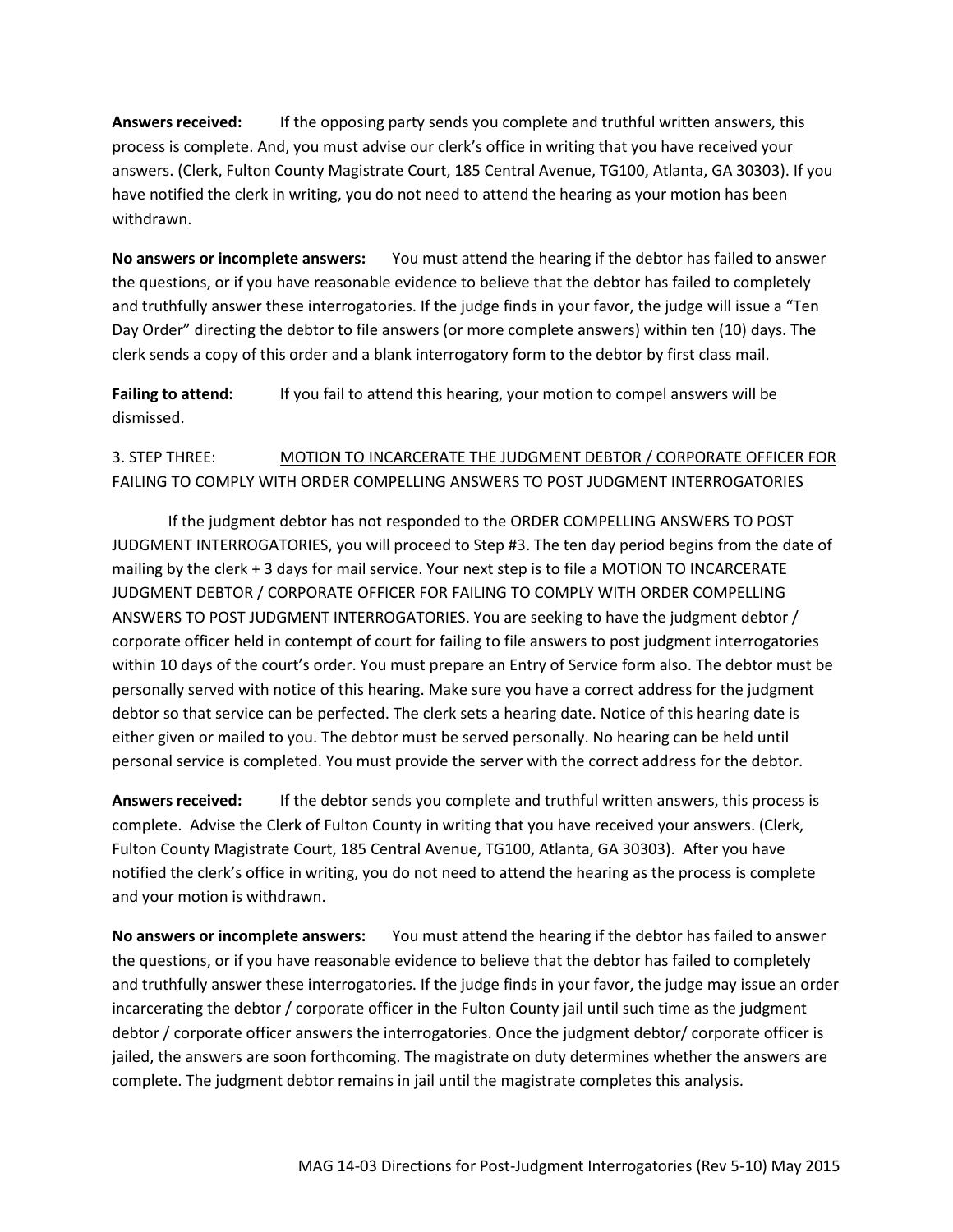**Answers received:** If the opposing party sends you complete and truthful written answers, this process is complete. And, you must advise our clerk's office in writing that you have received your answers. (Clerk, Fulton County Magistrate Court, 185 Central Avenue, TG100, Atlanta, GA 30303). If you have notified the clerk in writing, you do not need to attend the hearing as your motion has been withdrawn.

**No answers or incomplete answers:** You must attend the hearing if the debtor has failed to answer the questions, or if you have reasonable evidence to believe that the debtor has failed to completely and truthfully answer these interrogatories. If the judge finds in your favor, the judge will issue a "Ten Day Order" directing the debtor to file answers (or more complete answers) within ten (10) days. The clerk sends a copy of this order and a blank interrogatory form to the debtor by first class mail.

**Failing to attend:** If you fail to attend this hearing, your motion to compel answers will be dismissed.

3. STEP THREE: <u>MOTION TO INCARCERATE THE JUDGMENT DEBTOR / CORPORATE OFFICER FOR FAILING TO COMPLY WITH ORDER COMPELLING ANSWERS TO POST JUDGMENT INTERROGATORIES</u>

If the judgment debtor has not responded to the ORDER COMPELLING ANSWERS TO POST JUDGMENT INTERROGATORIES, you will proceed to Step #3. The ten day period begins from the date of mailing by the clerk + 3 days for mail service. Your next step is to file a MOTION TO INCARCERATE JUDGMENT DEBTOR / CORPORATE OFFICER FOR FAILING TO COMPLY WITH ORDER COMPELLING ANSWERS TO POST JUDGMENT INTERROGATORIES. You are seeking to have the judgment debtor / corporate officer held in contempt of court for failing to file answers to post judgment interrogatories within 10 days of the court's order. You must prepare an Entry of Service form also. The debtor must be personally served with notice of this hearing. Make sure you have a correct address for the judgment debtor so that service can be perfected. The clerk sets a hearing date. Notice of this hearing date is either given or mailed to you. The debtor must be served personally. No hearing can be held until personal service is completed. You must provide the server with the correct address for the debtor.

**Answers received:** If the debtor sends you complete and truthful written answers, this process is complete. Advise the Clerk of Fulton County in writing that you have received your answers. (Clerk, Fulton County Magistrate Court, 185 Central Avenue, TG100, Atlanta, GA 30303). After you have notified the clerk's office in writing, you do not need to attend the hearing as the process is complete and your motion is withdrawn.

**No answers or incomplete answers:** You must attend the hearing if the debtor has failed to answer the questions, or if you have reasonable evidence to believe that the debtor has failed to completely and truthfully answer these interrogatories. If the judge finds in your favor, the judge may issue an order incarcerating the debtor / corporate officer in the Fulton County jail until such time as the judgment debtor / corporate officer answers the interrogatories. Once the judgment debtor/ corporate officer is jailed, the answers are soon forthcoming. The magistrate on duty determines whether the answers are complete. The judgment debtor remains in jail until the magistrate completes this analysis.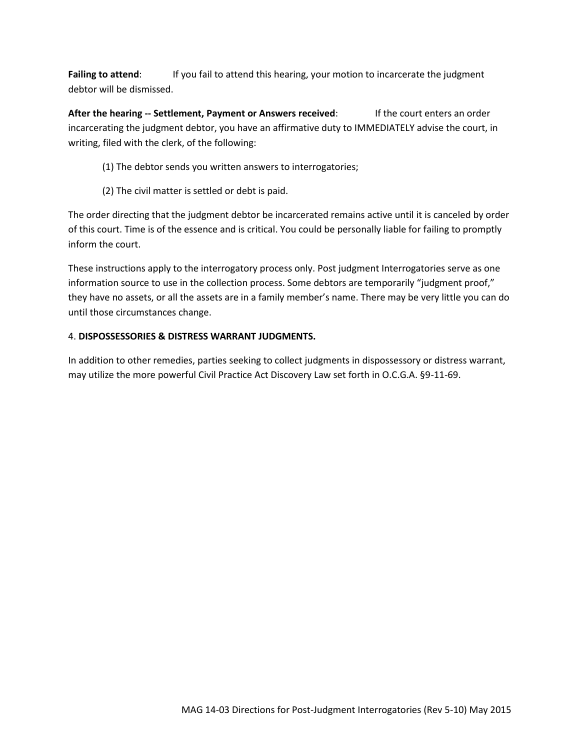**Failing to attend**: If you fail to attend this hearing, your motion to incarcerate the judgment debtor will be dismissed.

**After the hearing -- Settlement, Payment or Answers received**: If the court enters an order incarcerating the judgment debtor, you have an affirmative duty to IMMEDIATELY advise the court, in writing, filed with the clerk, of the following:

(1) The debtor sends you written answers to interrogatories;

(2) The civil matter is settled or debt is paid.

The order directing that the judgment debtor be incarcerated remains active until it is canceled by order of this court. Time is of the essence and is critical. You could be personally liable for failing to promptly inform the court.

These instructions apply to the interrogatory process only. Post judgment Interrogatories serve as one information source to use in the collection process. Some debtors are temporarily "judgment proof," they have no assets, or all the assets are in a family member's name. There may be very little you can do until those circumstances change.

4. **DISPOSSESSORIES & DISTRESS WARRANT JUDGMENTS.**

In addition to other remedies, parties seeking to collect judgments in dispossessory or distress warrant, may utilize the more powerful Civil Practice Act Discovery Law set forth in O.C.G.A. §9-11-69.

MAG 14-03 Directions for Post-Judgment Interrogatories (Rev 5-10) May 2015